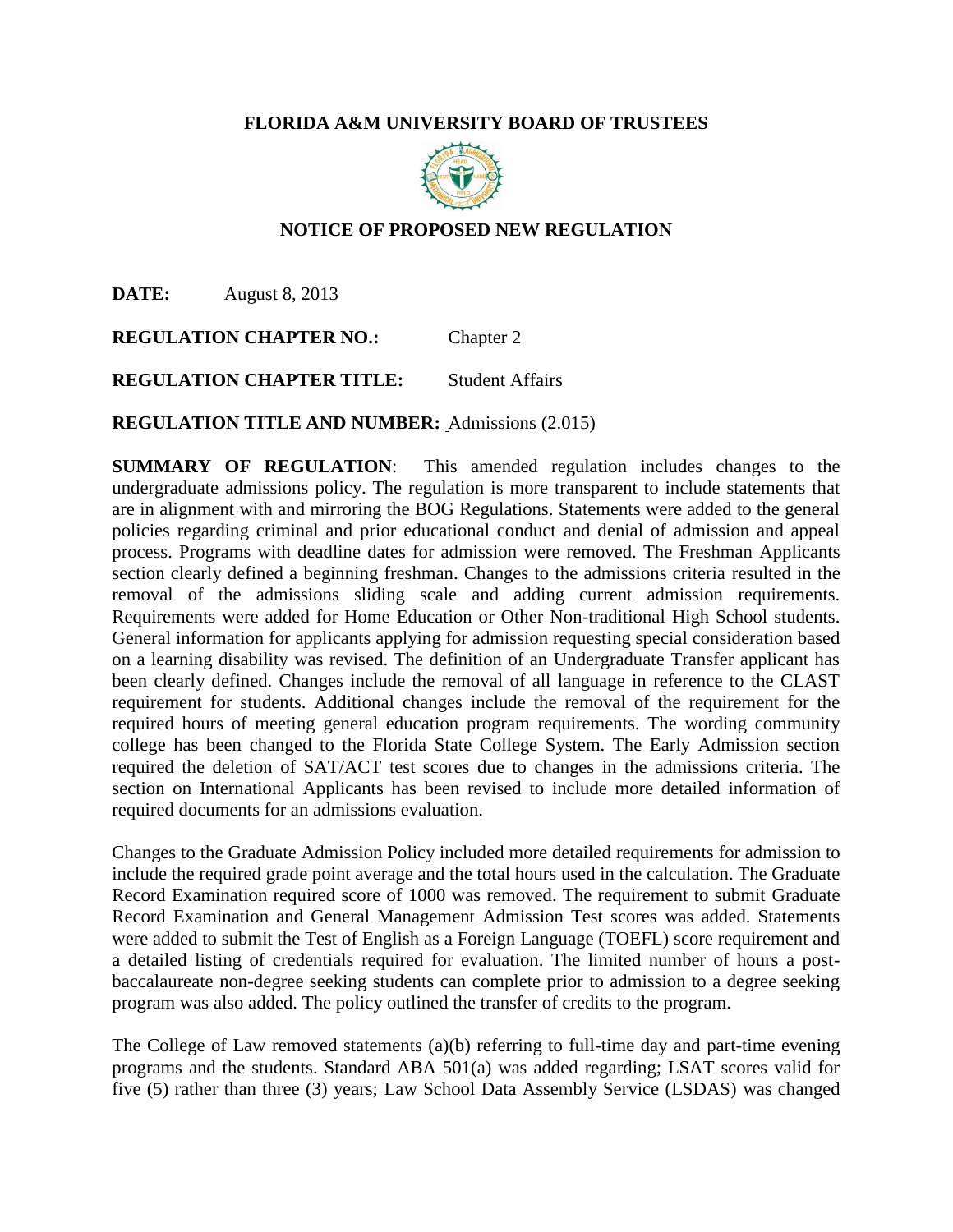# FLORIDA A&M UNIVERSITY BOARD OF TRUSTEES

## NOTICE OF PROPOSED NEW REGULATION

**DATE:** August 8, 2013

**REGULATION CHAPTER NO.:** Chapter 2

**REGULATION CHAPTER TITLE:** Student Affairs

**REGULATION TITLE AND NUMBER:** Admissions (2.015)

**SUMMARY OF REGULATION**: This amended regulation includes changes to the undergraduate admissions policy. The regulation is more transparent to include statements that are in alignment with and mirroring the BOG Regulations. Statements were added to the general policies regarding criminal and prior educational conduct and denial of admission and appeal process. Programs with deadline dates for admission were removed. The Freshman Applicants section clearly defined a beginning freshman. Changes to the admissions criteria resulted in the removal of the admissions sliding scale and adding current admission requirements. Requirements were added for Home Education or Other Non-traditional High School students. General information for applicants applying for admission requesting special consideration based on a learning disability was revised. The definition of an Undergraduate Transfer applicant has been clearly defined. Changes include the removal of all language in reference to the CLAST requirement for students. Additional changes include the removal of the requirement for the required hours of meeting general education program requirements. The wording community college has been changed to the Florida State College System. The Early Admission section required the deletion of SAT/ACT test scores due to changes in the admissions criteria. The section on International Applicants has been revised to include more detailed information of required documents for an admissions evaluation.

Changes to the Graduate Admission Policy included more detailed requirements for admission to include the required grade point average and the total hours used in the calculation. The Graduate Record Examination required score of 1000 was removed. The requirement to submit Graduate Record Examination and General Management Admission Test scores was added. Statements were added to submit the Test of English as a Foreign Language (TOEFL) score requirement and a detailed listing of credentials required for evaluation. The limited number of hours a post-baccalaureate non-degree seeking students can complete prior to admission to a degree seeking program was also added. The policy outlined the transfer of credits to the program.

The College of Law removed statements (a)(b) referring to full-time day and part-time evening programs and the students. Standard ABA 501(a) was added regarding; LSAT scores valid for five (5) rather than three (3) years; Law School Data Assembly Service (LSDAS) was changed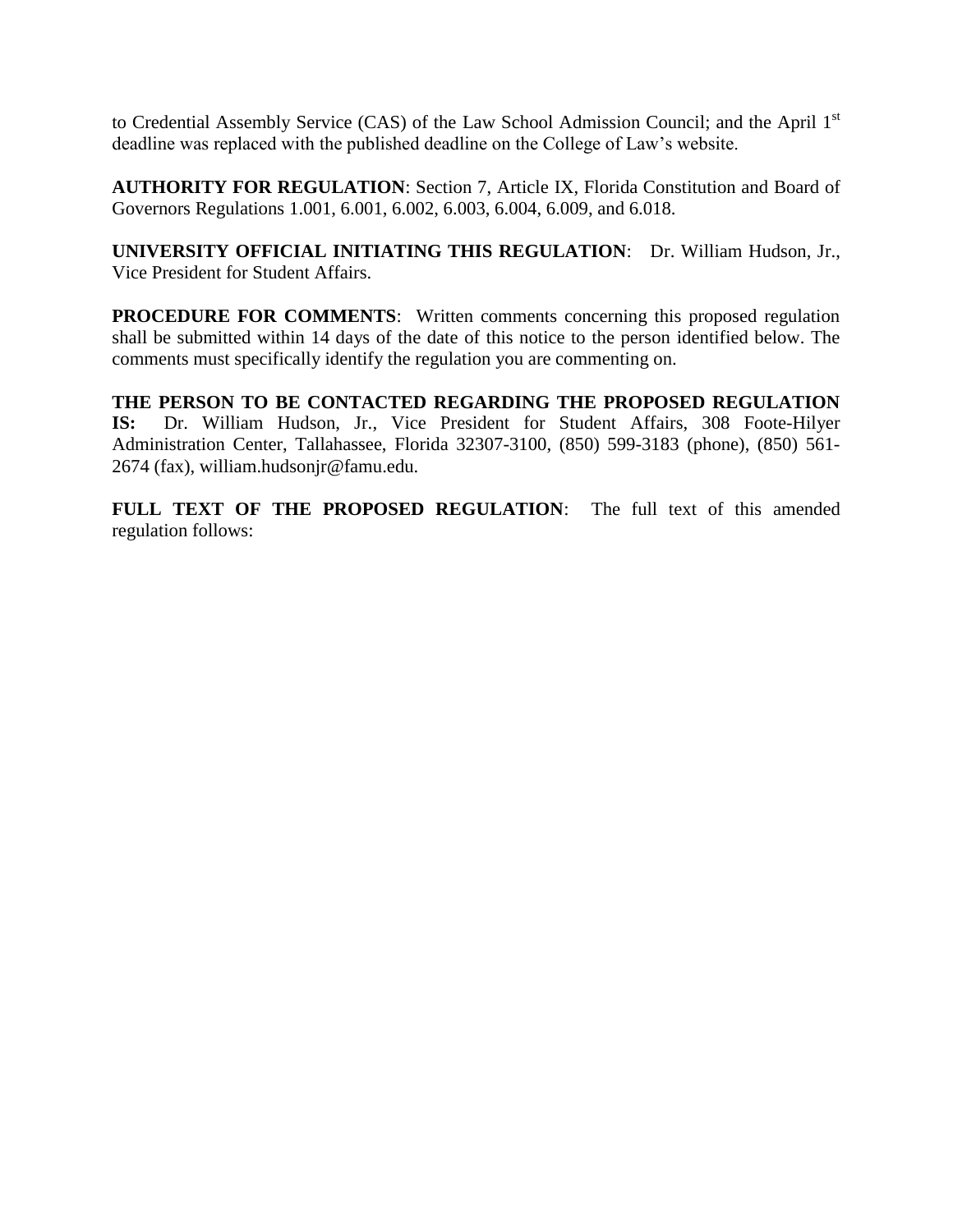to Credential Assembly Service (CAS) of the Law School Admission Council; and the April 1st deadline was replaced with the published deadline on the College of Law's website.

**AUTHORITY FOR REGULATION**: Section 7, Article IX, Florida Constitution and Board of Governors Regulations 1.001, 6.001, 6.002, 6.003, 6.004, 6.009, and 6.018.

**UNIVERSITY OFFICIAL INITIATING THIS REGULATION**: Dr. William Hudson, Jr., Vice President for Student Affairs.

**PROCEDURE FOR COMMENTS**: Written comments concerning this proposed regulation shall be submitted within 14 days of the date of this notice to the person identified below. The comments must specifically identify the regulation you are commenting on.

**THE PERSON TO BE CONTACTED REGARDING THE PROPOSED REGULATION IS:** Dr. William Hudson, Jr., Vice President for Student Affairs, 308 Foote-Hilyer Administration Center, Tallahassee, Florida 32307-3100, (850) 599-3183 (phone), (850) 561-2674 (fax), william.hudsonjr@famu.edu.

**FULL TEXT OF THE PROPOSED REGULATION**: The full text of this amended regulation follows: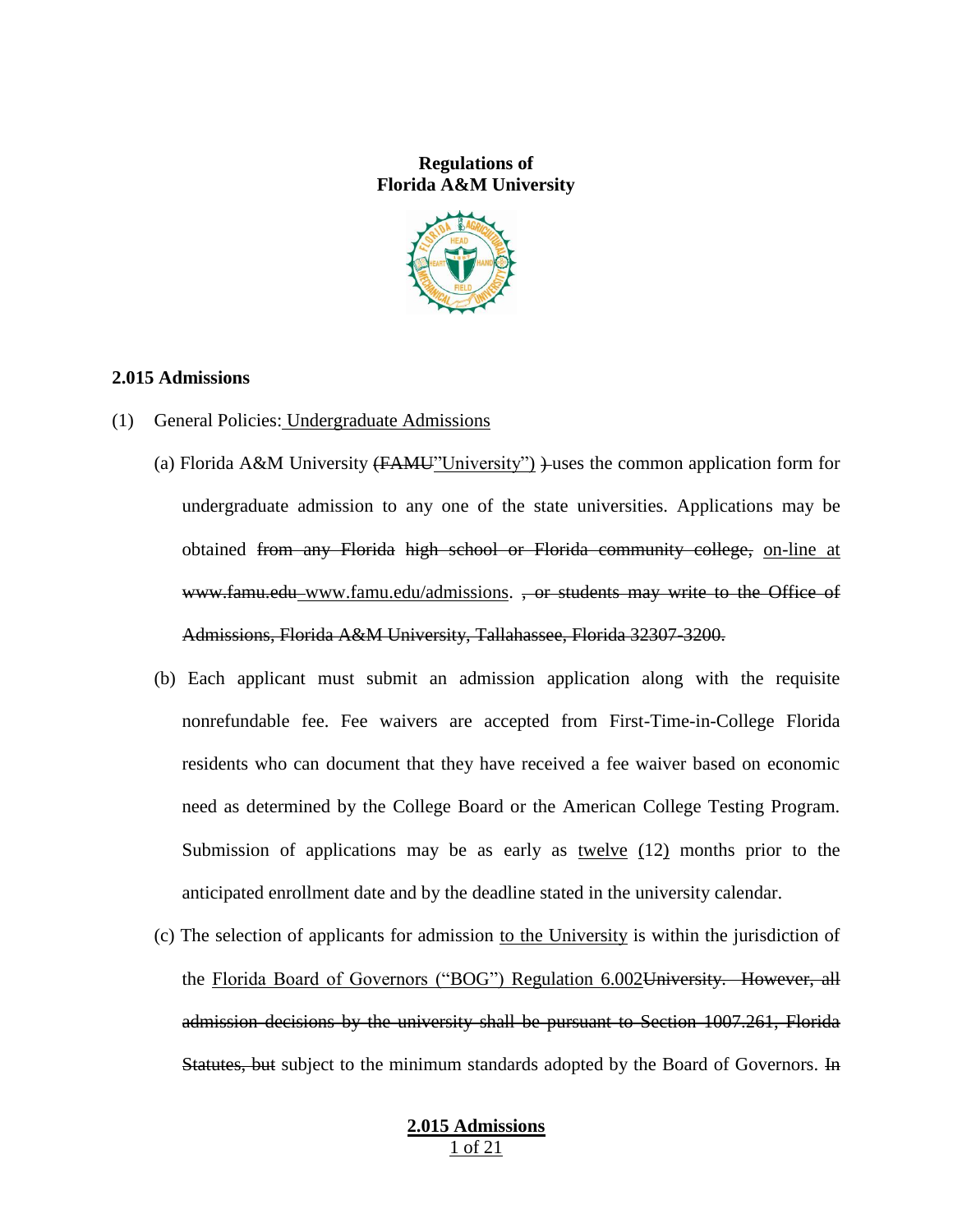**Regulations of**
**Florida A&M University**

## 2.015 Admissions

(1) General Policies: <u>Undergraduate Admissions</u>

(a) Florida A&M University ~~(FAMU~~<u>"University")</u> ~~)~~ uses the common application form for undergraduate admission to any one of the state universities. Applications may be obtained ~~from any Florida high school or Florida community college,~~ <u>on-line at</u> ~~www.famu.edu~~ <u>www.famu.edu/admissions</u>. ~~, or students may write to the Office of Admissions, Florida A&M University, Tallahassee, Florida 32307-3200.~~

(b) Each applicant must submit an admission application along with the requisite nonrefundable fee. Fee waivers are accepted from First-Time-in-College Florida residents who can document that they have received a fee waiver based on economic need as determined by the College Board or the American College Testing Program. Submission of applications may be as early as <u>twelve</u> <u>(12)</u> months prior to the anticipated enrollment date and by the deadline stated in the university calendar.

(c) The selection of applicants for admission <u>to the University</u> is within the jurisdiction of the <u>Florida Board of Governors ("BOG") Regulation 6.002</u>~~University. However, all admission decisions by the university shall be pursuant to Section 1007.261, Florida Statutes, but~~ subject to the minimum standards adopted by the Board of Governors. ~~In~~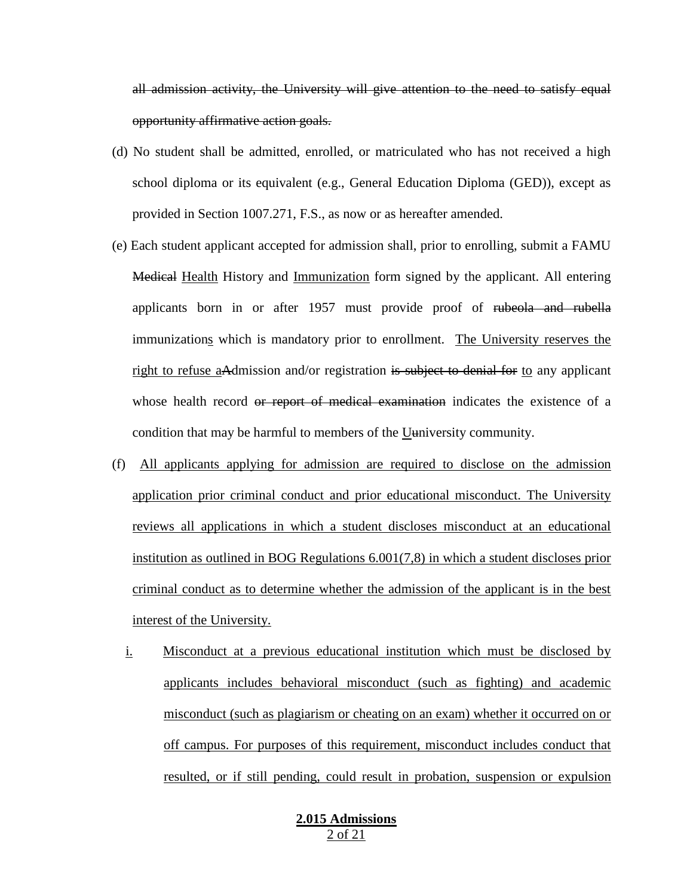~~all admission activity, the University will give attention to the need to satisfy equal opportunity affirmative action goals.~~

(d) No student shall be admitted, enrolled, or matriculated who has not received a high school diploma or its equivalent (e.g., General Education Diploma (GED)), except as provided in Section 1007.271, F.S., as now or as hereafter amended.

(e) Each student applicant accepted for admission shall, prior to enrolling, submit a FAMU ~~Medical~~ <u>Health</u> History and <u>Immunization</u> form signed by the applicant. All entering applicants born in or after 1957 must provide proof of ~~rubeola and rubella~~ immunization<u>s</u> which is mandatory prior to enrollment. <u>The University reserves the right to refuse a</u>~~A~~dmission and/or registration ~~is subject to denial for~~ <u>to</u> any applicant whose health record ~~or report of medical examination~~ indicates the existence of a condition that may be harmful to members of the <u>U</u>~~u~~niversity community.

(f) <u>All applicants applying for admission are required to disclose on the admission application prior criminal conduct and prior educational misconduct. The University reviews all applications in which a student discloses misconduct at an educational institution as outlined in BOG Regulations 6.001(7,8) in which a student discloses prior criminal conduct as to determine whether the admission of the applicant is in the best interest of the University.</u>

<u>i.</u> <u>Misconduct at a previous educational institution which must be disclosed by applicants includes behavioral misconduct (such as fighting) and academic misconduct (such as plagiarism or cheating on an exam) whether it occurred on or off campus. For purposes of this requirement, misconduct includes conduct that resulted, or if still pending, could result in probation, suspension or expulsion</u>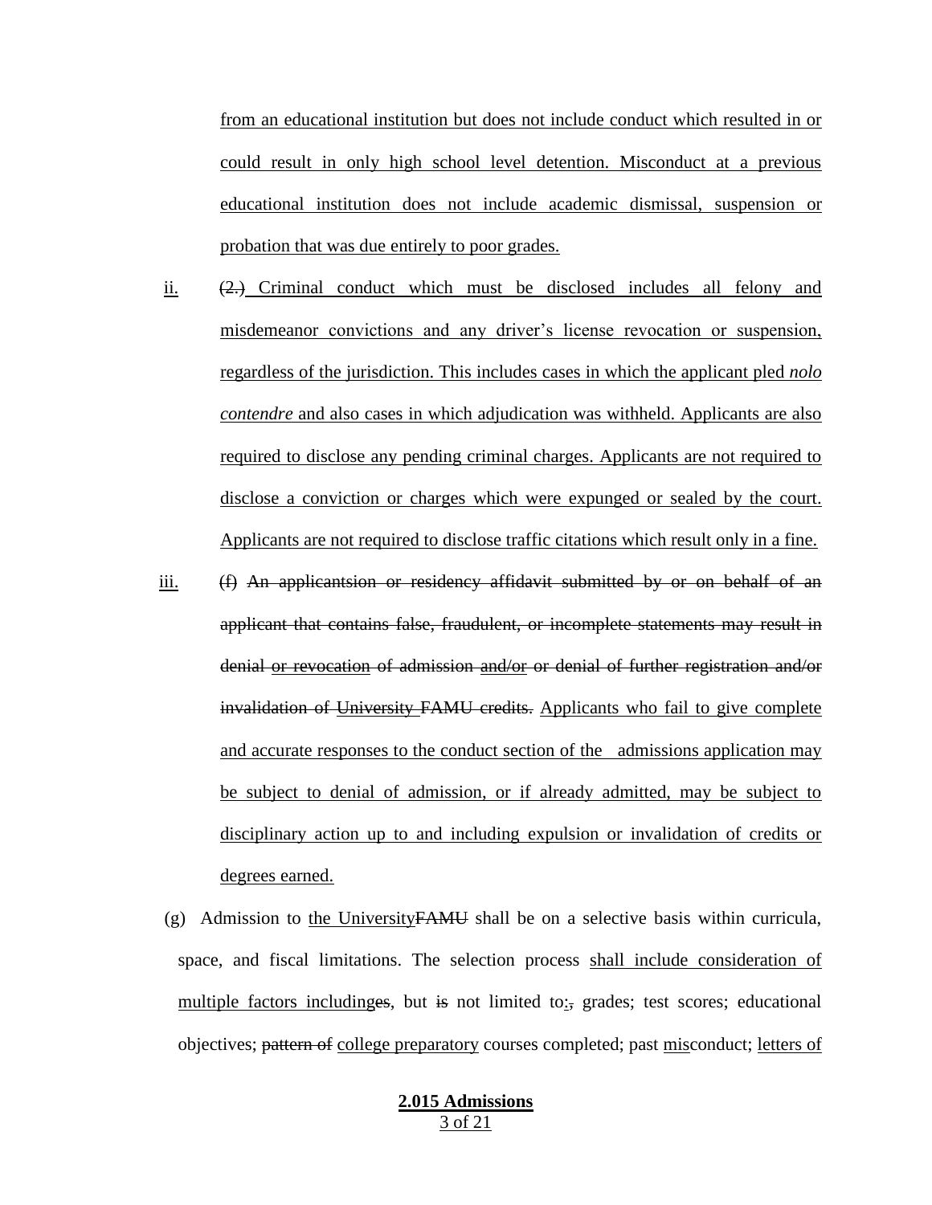from an educational institution but does not include conduct which resulted in or could result in only high school level detention. Misconduct at a previous educational institution does not include academic dismissal, suspension or probation that was due entirely to poor grades.

ii. (2.) Criminal conduct which must be disclosed includes all felony and misdemeanor convictions and any driver's license revocation or suspension, regardless of the jurisdiction. This includes cases in which the applicant pled *nolo contendre* and also cases in which adjudication was withheld. Applicants are also required to disclose any pending criminal charges. Applicants are not required to disclose a conviction or charges which were expunged or sealed by the court. Applicants are not required to disclose traffic citations which result only in a fine.

iii. (f) ~~An applicantsion or residency affidavit submitted by or on behalf of an applicant that contains false, fraudulent, or incomplete statements may result in denial~~ or revocation ~~of admission~~ and/or ~~or denial of further registration and/or invalidation of~~ ~~University~~ ~~FAMU credits.~~ Applicants who fail to give complete and accurate responses to the conduct section of the admissions application may be subject to denial of admission, or if already admitted, may be subject to disciplinary action up to and including expulsion or invalidation of credits or degrees earned.

(g) Admission to the University~~FAMU~~ shall be on a selective basis within curricula, space, and fiscal limitations. The selection process shall include consideration of multiple factors including~~es~~, but ~~is~~ not limited to:~~,~~ grades; test scores; educational objectives; ~~pattern of~~ college preparatory courses completed; past misconduct; letters of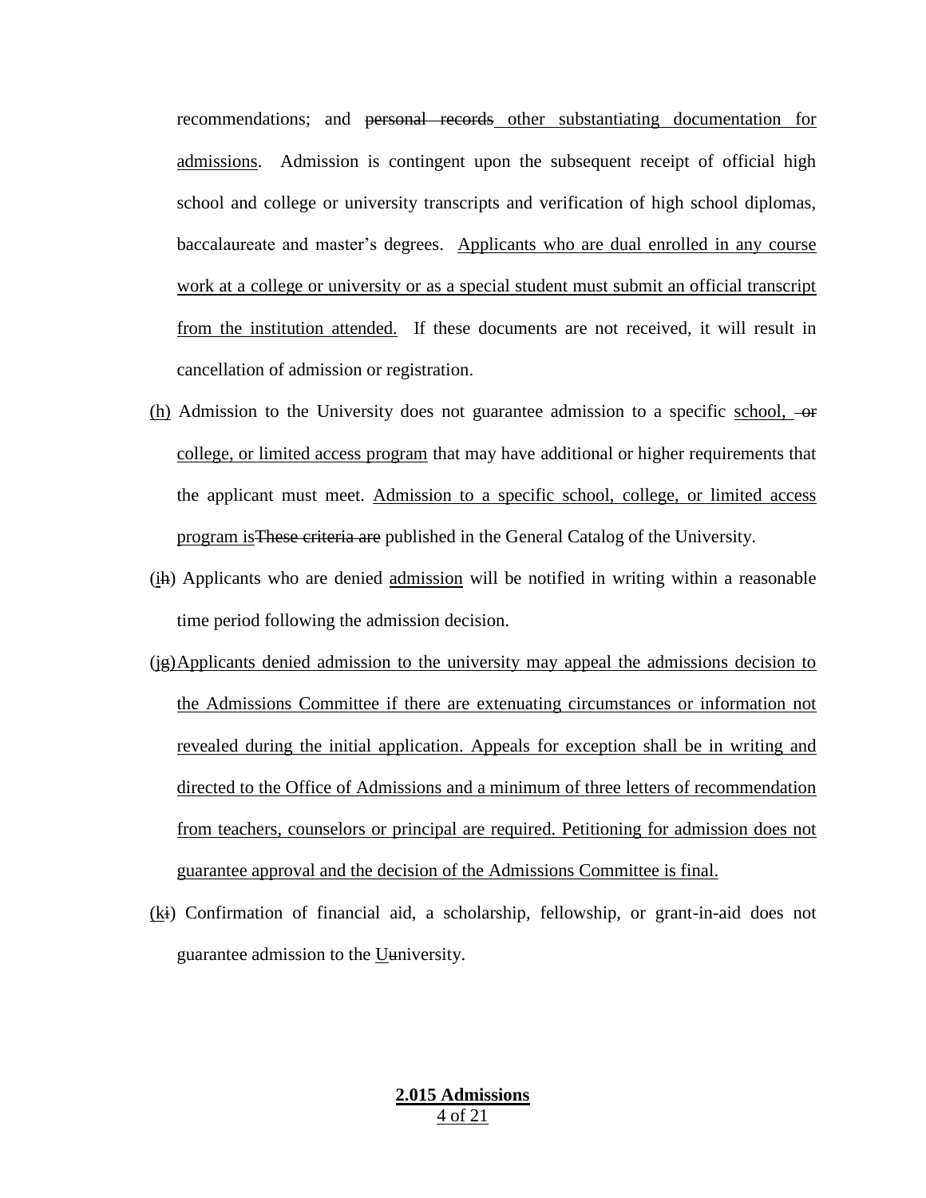recommendations; and ~~personal records~~ other substantiating documentation for admissions. Admission is contingent upon the subsequent receipt of official high school and college or university transcripts and verification of high school diplomas, baccalaureate and master's degrees. Applicants who are dual enrolled in any course work at a college or university or as a special student must submit an official transcript from the institution attended. If these documents are not received, it will result in cancellation of admission or registration.

(h) Admission to the University does not guarantee admission to a specific school, ~~or~~ college, or limited access program that may have additional or higher requirements that the applicant must meet. Admission to a specific school, college, or limited access program is~~These criteria are~~ published in the General Catalog of the University.

(i~~h~~) Applicants who are denied admission will be notified in writing within a reasonable time period following the admission decision.

(j~~g~~) Applicants denied admission to the university may appeal the admissions decision to the Admissions Committee if there are extenuating circumstances or information not revealed during the initial application. Appeals for exception shall be in writing and directed to the Office of Admissions and a minimum of three letters of recommendation from teachers, counselors or principal are required. Petitioning for admission does not guarantee approval and the decision of the Admissions Committee is final.

(k~~i~~) Confirmation of financial aid, a scholarship, fellowship, or grant-in-aid does not guarantee admission to the U~~u~~niversity.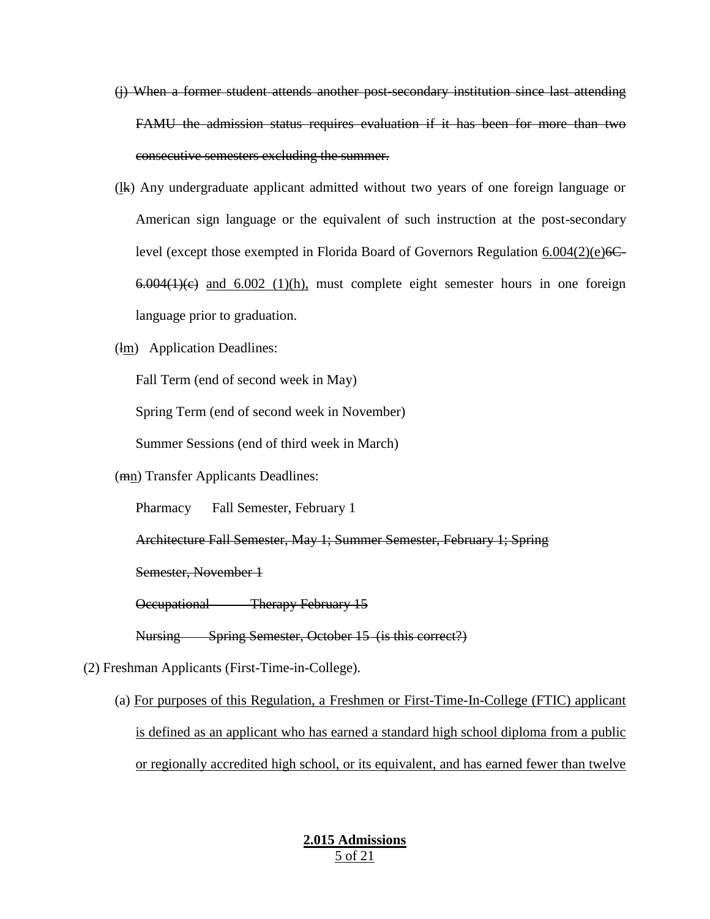~~(j) When a former student attends another post-secondary institution since last attending FAMU the admission status requires evaluation if it has been for more than two consecutive semesters excluding the summer.~~

(<u>l</u>~~k~~) Any undergraduate applicant admitted without two years of one foreign language or American sign language or the equivalent of such instruction at the post-secondary level (except those exempted in Florida Board of Governors Regulation <u>6.004(2)(e)</u>~~6C-6.004(1)(c)~~ <u>and 6.002 (1)(h),</u> must complete eight semester hours in one foreign language prior to graduation.

(~~l~~<u>m</u>) Application Deadlines:

Fall Term (end of second week in May)

Spring Term (end of second week in November)

Summer Sessions (end of third week in March)

(~~m~~<u>n</u>) Transfer Applicants Deadlines:

Pharmacy Fall Semester, February 1

~~Architecture Fall Semester, May 1; Summer Semester, February 1; Spring Semester, November 1~~

~~Occupational Therapy February 15~~

~~Nursing Spring Semester, October 15 (is this correct?)~~

(2) Freshman Applicants (First-Time-in-College).

(a) <u>For purposes of this Regulation, a Freshmen or First-Time-In-College (FTIC) applicant is defined as an applicant who has earned a standard high school diploma from a public or regionally accredited high school, or its equivalent, and has earned fewer than twelve</u>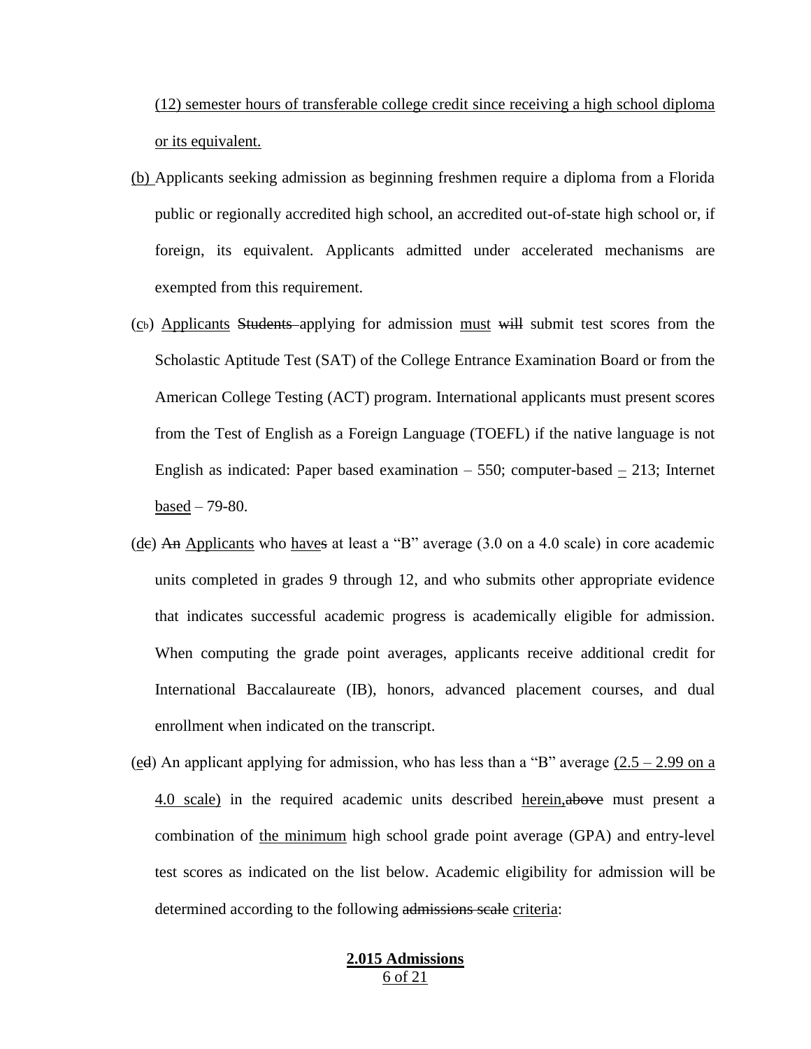(12) semester hours of transferable college credit since receiving a high school diploma or its equivalent.

(b) Applicants seeking admission as beginning freshmen require a diploma from a Florida public or regionally accredited high school, an accredited out-of-state high school or, if foreign, its equivalent. Applicants admitted under accelerated mechanisms are exempted from this requirement.

(cb) Applicants Students applying for admission must will submit test scores from the Scholastic Aptitude Test (SAT) of the College Entrance Examination Board or from the American College Testing (ACT) program. International applicants must present scores from the Test of English as a Foreign Language (TOEFL) if the native language is not English as indicated: Paper based examination – 550; computer-based – 213; Internet based – 79-80.

(dc) An Applicants who haves at least a "B" average (3.0 on a 4.0 scale) in core academic units completed in grades 9 through 12, and who submits other appropriate evidence that indicates successful academic progress is academically eligible for admission. When computing the grade point averages, applicants receive additional credit for International Baccalaureate (IB), honors, advanced placement courses, and dual enrollment when indicated on the transcript.

(ed) An applicant applying for admission, who has less than a "B" average (2.5 – 2.99 on a 4.0 scale) in the required academic units described herein,above must present a combination of the minimum high school grade point average (GPA) and entry-level test scores as indicated on the list below. Academic eligibility for admission will be determined according to the following admissions scale criteria: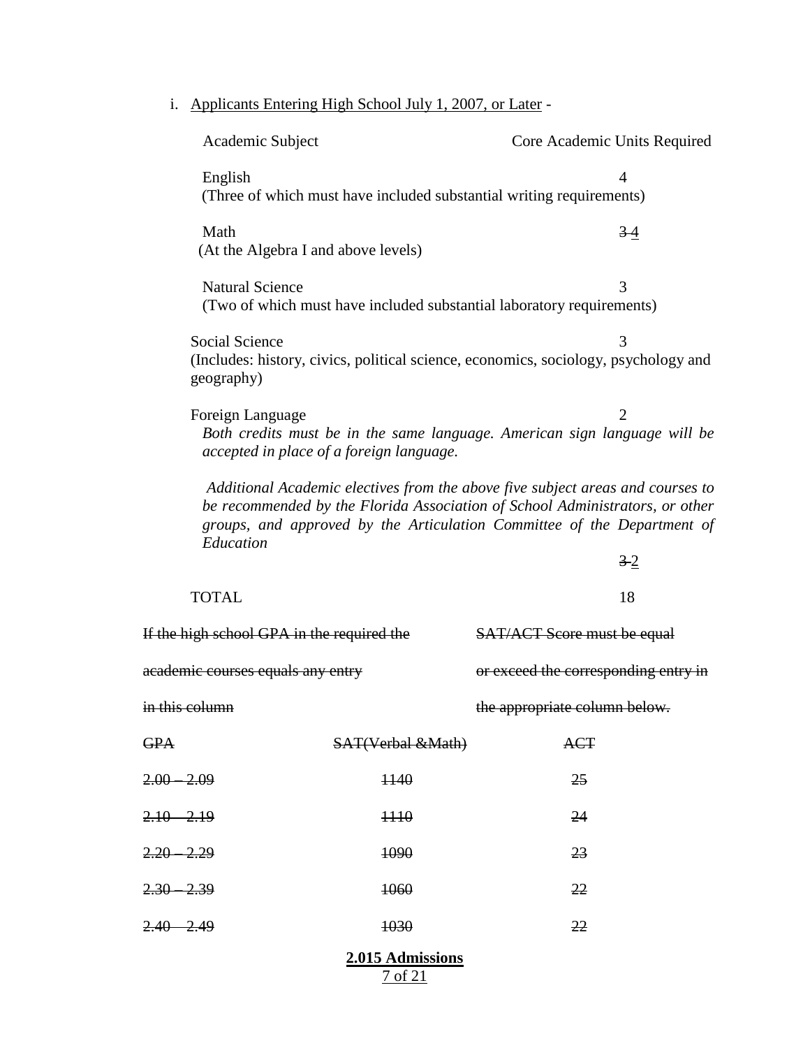i. <u>Applicants Entering High School July 1, 2007, or Later</u> -

| Academic Subject | Core Academic Units Required |
|---|---|
| English<br>(Three of which must have included substantial writing requirements) | 4 |
| Math<br>(At the Algebra I and above levels) | ~~3~~ <u>4</u> |
| Natural Science<br>(Two of which must have included substantial laboratory requirements) | 3 |
| Social Science<br>(Includes: history, civics, political science, economics, sociology, psychology and geography) | 3 |
| Foreign Language<br>*Both credits must be in the same language. American sign language will be accepted in place of a foreign language.* | 2 |
| *Additional Academic electives from the above five subject areas and courses to be recommended by the Florida Association of School Administrators, or other groups, and approved by the Articulation Committee of the Department of Education* | ~~3~~ <u>2</u> |
| TOTAL | 18 |

~~If the high school GPA in the required the academic courses equals any entry in this column~~ ~~SAT/ACT Score must be equal or exceed the corresponding entry in the appropriate column below.~~

| ~~GPA~~ | ~~SAT(Verbal &Math)~~ | ~~ACT~~ |
|---|---|---|
| ~~2.00 – 2.09~~ | ~~1140~~ | ~~25~~ |
| ~~2.10 – 2.19~~ | ~~1110~~ | ~~24~~ |
| ~~2.20 – 2.29~~ | ~~1090~~ | ~~23~~ |
| ~~2.30 – 2.39~~ | ~~1060~~ | ~~22~~ |
| ~~2.40 – 2.49~~ | ~~1030~~ | ~~22~~ |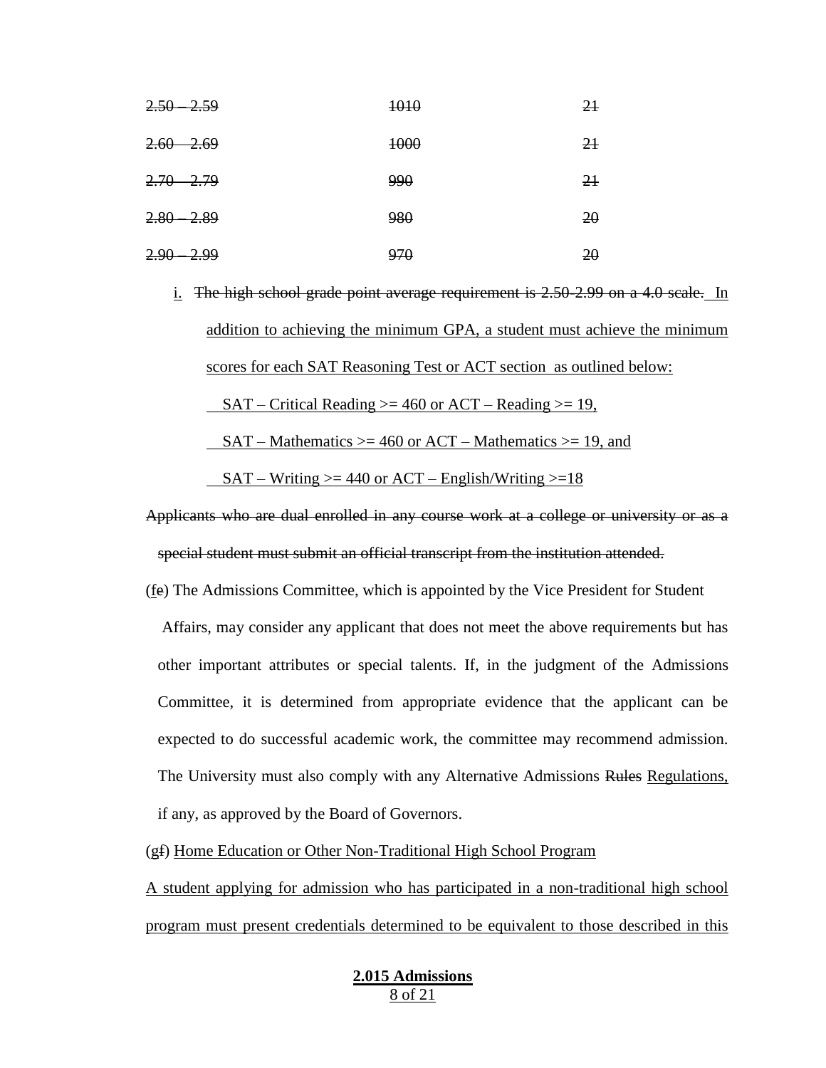| ~~2.50 – 2.59~~ | ~~1010~~ | ~~21~~ |
|---|---|---|
| ~~2.60 – 2.69~~ | ~~1000~~ | ~~21~~ |
| ~~2.70 – 2.79~~ | ~~990~~ | ~~21~~ |
| ~~2.80 – 2.89~~ | ~~980~~ | ~~20~~ |
| ~~2.90 – 2.99~~ | ~~970~~ | ~~20~~ |

i. ~~The high school grade point average requirement is 2.50-2.99 on a 4.0 scale.~~ In addition to achieving the minimum GPA, a student must achieve the minimum scores for each SAT Reasoning Test or ACT section as outlined below:

SAT – Critical Reading >= 460 or ACT – Reading >= 19,

SAT – Mathematics >= 460 or ACT – Mathematics >= 19, and

SAT – Writing >= 440 or ACT – English/Writing >=18

~~Applicants who are dual enrolled in any course work at a college or university or as a special student must submit an official transcript from the institution attended.~~

(f~~e~~) The Admissions Committee, which is appointed by the Vice President for Student Affairs, may consider any applicant that does not meet the above requirements but has other important attributes or special talents. If, in the judgment of the Admissions Committee, it is determined from appropriate evidence that the applicant can be expected to do successful academic work, the committee may recommend admission. The University must also comply with any Alternative Admissions ~~Rules~~ Regulations, if any, as approved by the Board of Governors.

(g~~f~~) Home Education or Other Non-Traditional High School Program

A student applying for admission who has participated in a non-traditional high school program must present credentials determined to be equivalent to those described in this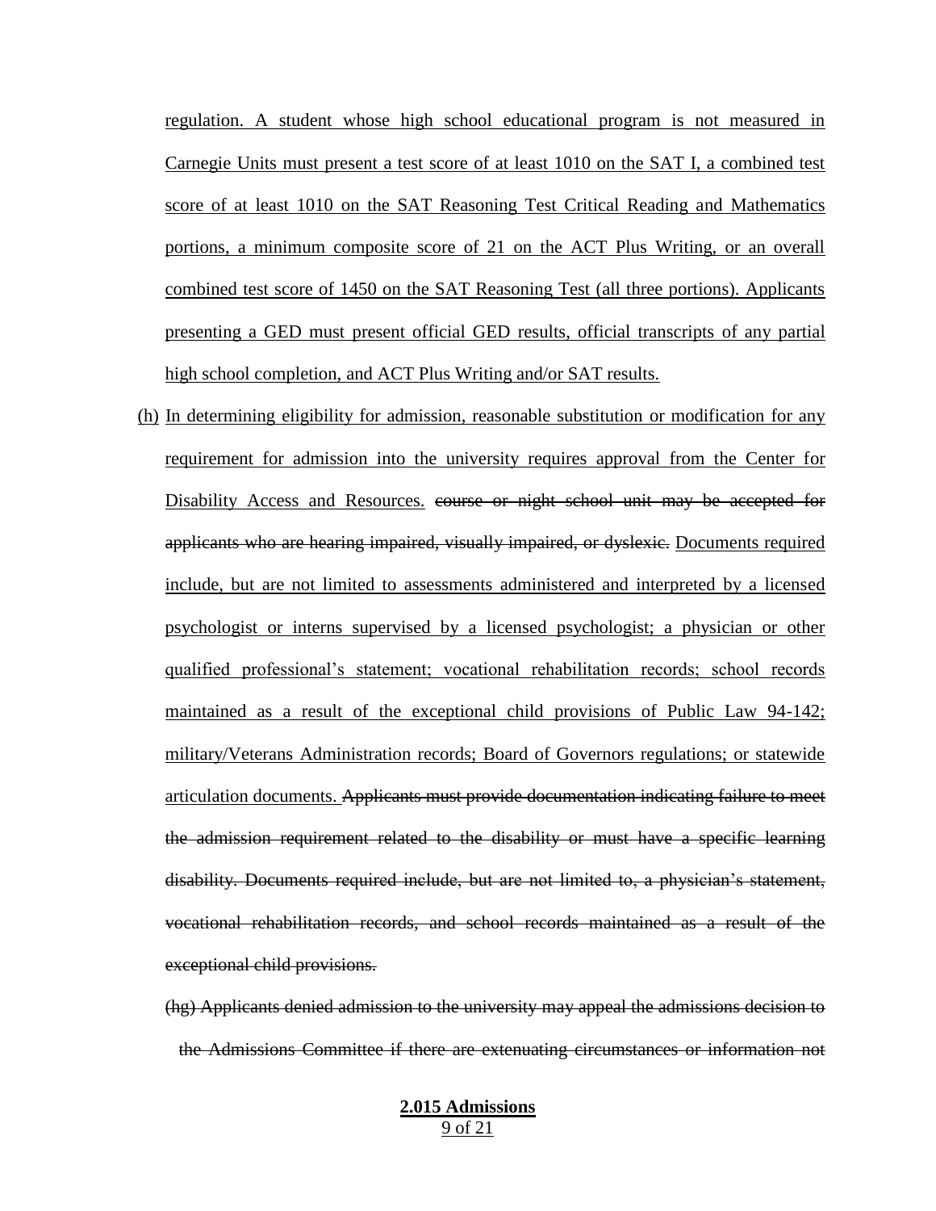regulation. A student whose high school educational program is not measured in Carnegie Units must present a test score of at least 1010 on the SAT I, a combined test score of at least 1010 on the SAT Reasoning Test Critical Reading and Mathematics portions, a minimum composite score of 21 on the ACT Plus Writing, or an overall combined test score of 1450 on the SAT Reasoning Test (all three portions). Applicants presenting a GED must present official GED results, official transcripts of any partial high school completion, and ACT Plus Writing and/or SAT results.

(h) In determining eligibility for admission, reasonable substitution or modification for any requirement for admission into the university requires approval from the Center for Disability Access and Resources. ~~course or night school unit may be accepted for applicants who are hearing impaired, visually impaired, or dyslexic.~~ Documents required include, but are not limited to assessments administered and interpreted by a licensed psychologist or interns supervised by a licensed psychologist; a physician or other qualified professional's statement; vocational rehabilitation records; school records maintained as a result of the exceptional child provisions of Public Law 94-142; military/Veterans Administration records; Board of Governors regulations; or statewide articulation documents. ~~Applicants must provide documentation indicating failure to meet the admission requirement related to the disability or must have a specific learning disability. Documents required include, but are not limited to, a physician's statement, vocational rehabilitation records, and school records maintained as a result of the exceptional child provisions.~~

~~(hg) Applicants denied admission to the university may appeal the admissions decision to the Admissions Committee if there are extenuating circumstances or information not~~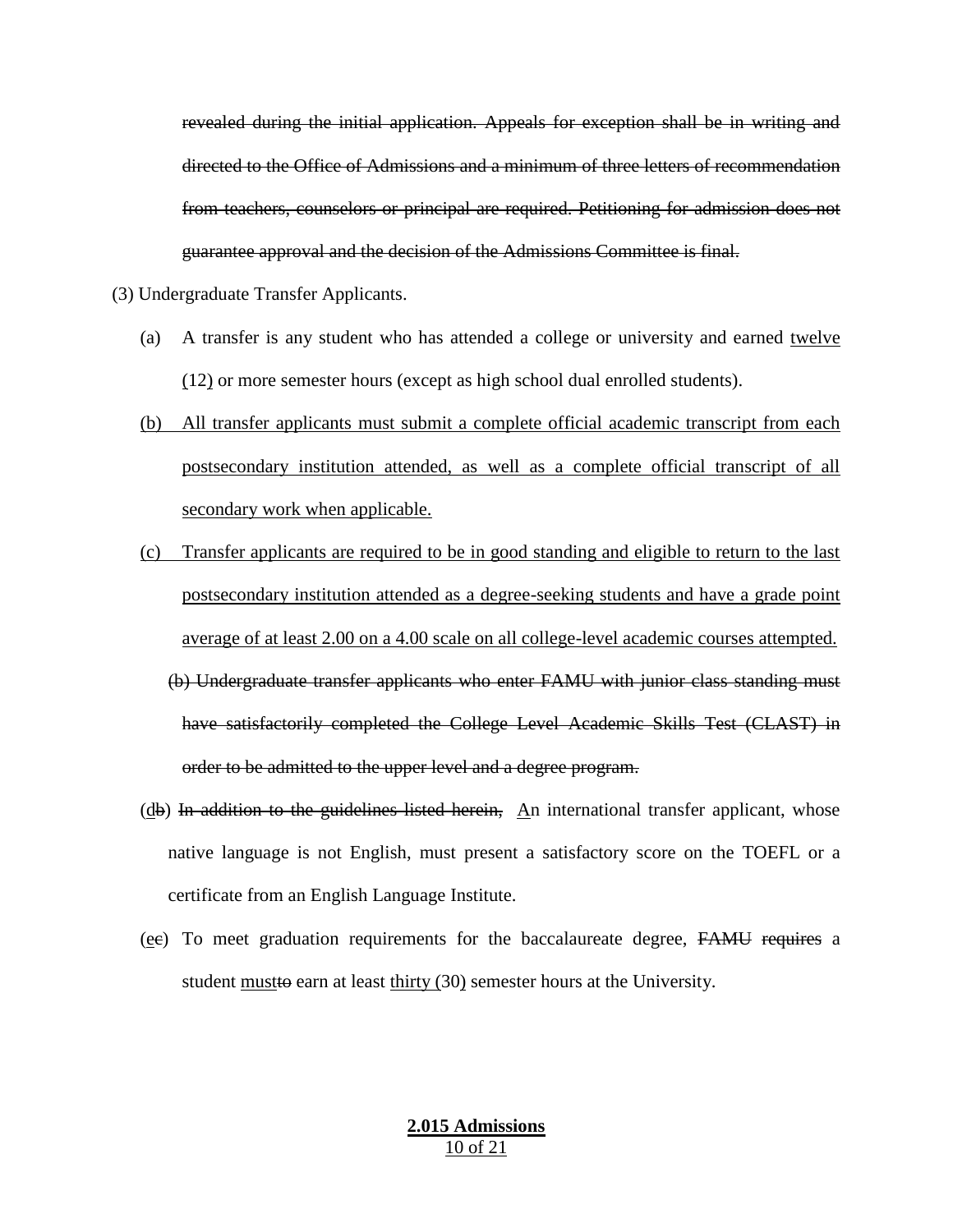~~revealed during the initial application. Appeals for exception shall be in writing and directed to the Office of Admissions and a minimum of three letters of recommendation from teachers, counselors or principal are required. Petitioning for admission does not guarantee approval and the decision of the Admissions Committee is final.~~

(3) Undergraduate Transfer Applicants.

(a) A transfer is any student who has attended a college or university and earned <u>twelve (12)</u> or more semester hours (except as high school dual enrolled students).

<u>(b) All transfer applicants must submit a complete official academic transcript from each postsecondary institution attended, as well as a complete official transcript of all secondary work when applicable.</u>

<u>(c) Transfer applicants are required to be in good standing and eligible to return to the last postsecondary institution attended as a degree-seeking students and have a grade point average of at least 2.00 on a 4.00 scale on all college-level academic courses attempted.</u>

~~(b) Undergraduate transfer applicants who enter FAMU with junior class standing must have satisfactorily completed the College Level Academic Skills Test (CLAST) in order to be admitted to the upper level and a degree program.~~

(<u>d</u>~~b~~) ~~In addition to the guidelines listed herein,~~ <u>A</u>n international transfer applicant, whose native language is not English, must present a satisfactory score on the TOEFL or a certificate from an English Language Institute.

(<u>e</u>~~c~~) To meet graduation requirements for the baccalaureate degree, ~~FAMU requires~~ a student <u>must</u>~~to~~ earn at least <u>thirty (</u>30<u>)</u> semester hours at the University.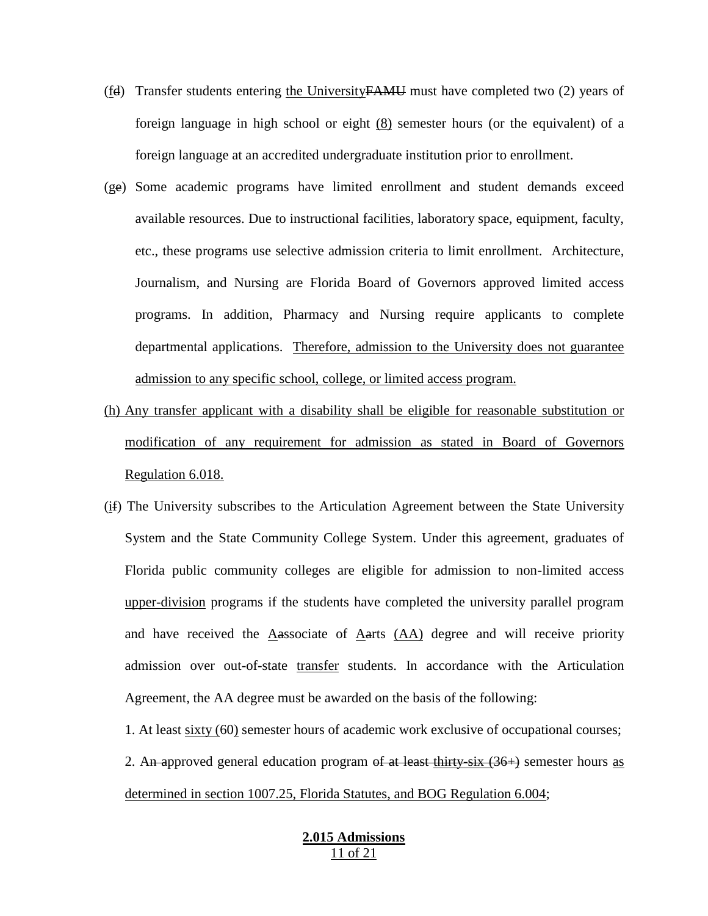(fd) Transfer students entering the UniversityFAMU must have completed two (2) years of foreign language in high school or eight (8) semester hours (or the equivalent) of a foreign language at an accredited undergraduate institution prior to enrollment.

(ge) Some academic programs have limited enrollment and student demands exceed available resources. Due to instructional facilities, laboratory space, equipment, faculty, etc., these programs use selective admission criteria to limit enrollment. Architecture, Journalism, and Nursing are Florida Board of Governors approved limited access programs. In addition, Pharmacy and Nursing require applicants to complete departmental applications. Therefore, admission to the University does not guarantee admission to any specific school, college, or limited access program.

(h) Any transfer applicant with a disability shall be eligible for reasonable substitution or modification of any requirement for admission as stated in Board of Governors Regulation 6.018.

(if) The University subscribes to the Articulation Agreement between the State University System and the State Community College System. Under this agreement, graduates of Florida public community colleges are eligible for admission to non-limited access upper-division programs if the students have completed the university parallel program and have received the AAssociate of AArts (AA) degree and will receive priority admission over out-of-state transfer students. In accordance with the Articulation Agreement, the AA degree must be awarded on the basis of the following:

1. At least sixty (60) semester hours of academic work exclusive of occupational courses;

2. An approved general education program of at least thirty-six (36+) semester hours as determined in section 1007.25, Florida Statutes, and BOG Regulation 6.004;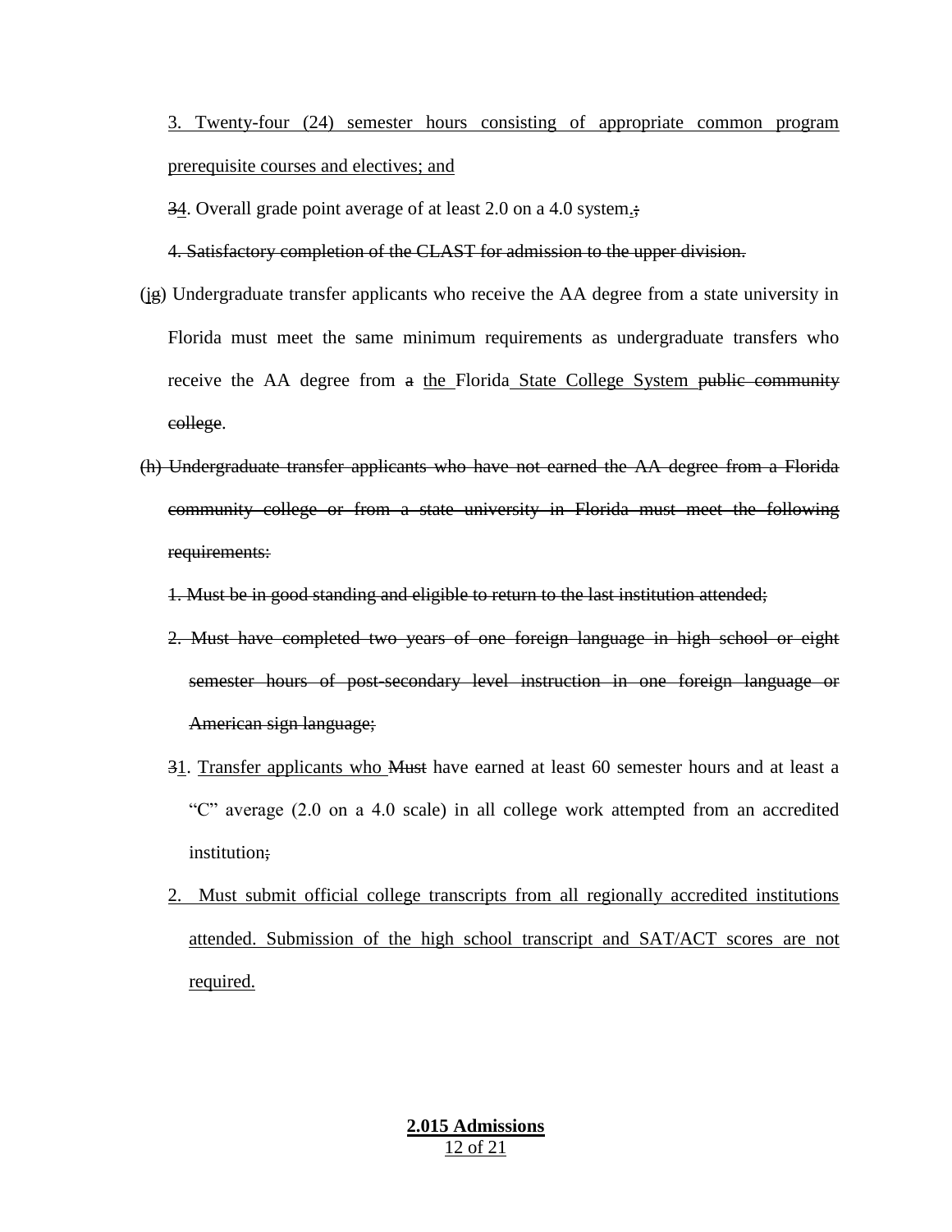3. Twenty-four (24) semester hours consisting of appropriate common program prerequisite courses and electives; and

34. Overall grade point average of at least 2.0 on a 4.0 system.;

4. Satisfactory completion of the CLAST for admission to the upper division.

(jg) Undergraduate transfer applicants who receive the AA degree from a state university in Florida must meet the same minimum requirements as undergraduate transfers who receive the AA degree from a the Florida State College System public community college.

(h) Undergraduate transfer applicants who have not earned the AA degree from a Florida community college or from a state university in Florida must meet the following requirements:

1. Must be in good standing and eligible to return to the last institution attended;

2. Must have completed two years of one foreign language in high school or eight semester hours of post-secondary level instruction in one foreign language or American sign language;

31. Transfer applicants who Must have earned at least 60 semester hours and at least a "C" average (2.0 on a 4.0 scale) in all college work attempted from an accredited institution;

2. Must submit official college transcripts from all regionally accredited institutions attended. Submission of the high school transcript and SAT/ACT scores are not required.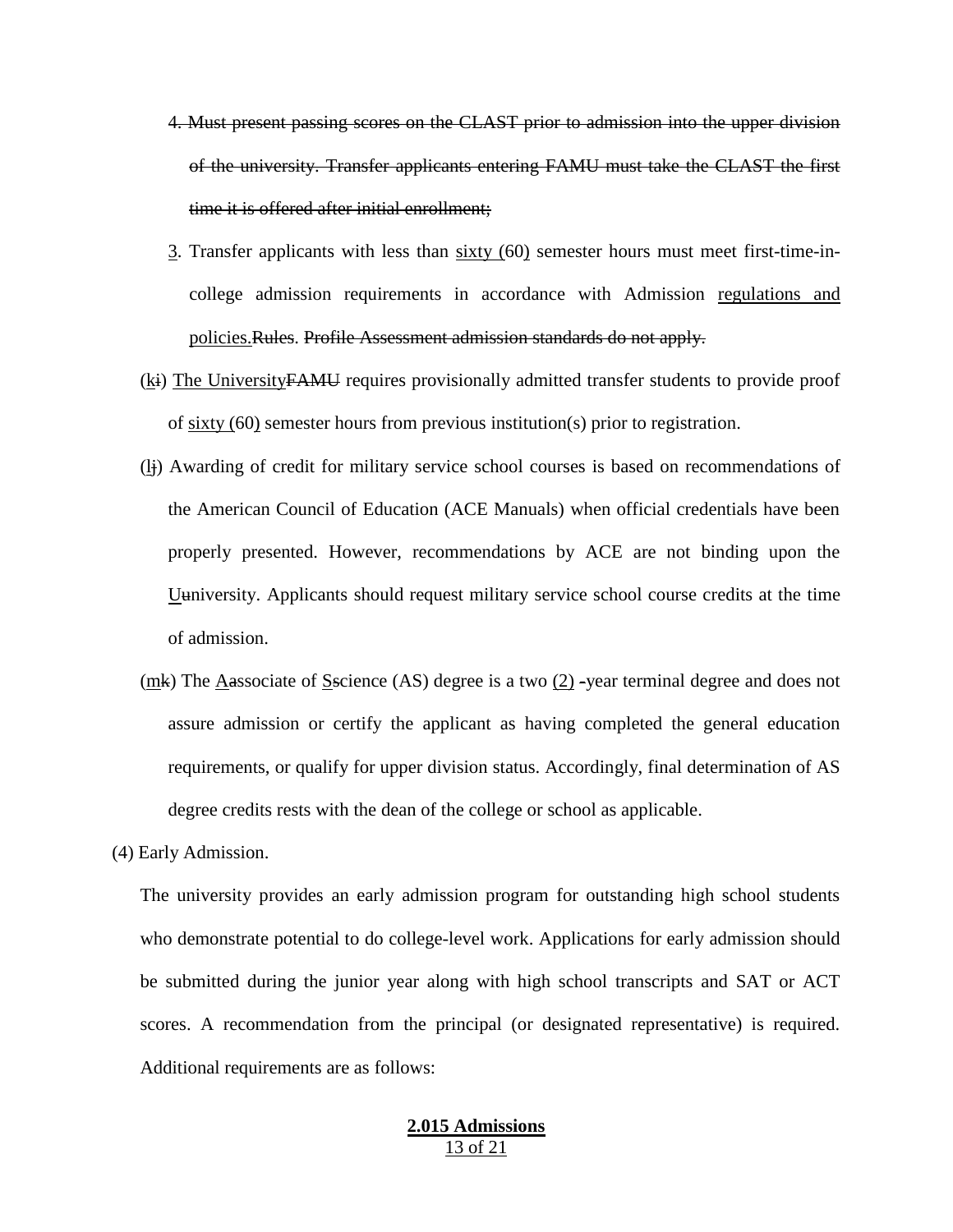4. ~~Must present passing scores on the CLAST prior to admission into the upper division of the university. Transfer applicants entering FAMU must take the CLAST the first time it is offered after initial enrollment;~~

3. Transfer applicants with less than sixty (60) semester hours must meet first-time-in-college admission requirements in accordance with Admission regulations and policies.~~Rules~~. ~~Profile Assessment admission standards do not apply.~~

(k~~i~~) The University~~FAMU~~ requires provisionally admitted transfer students to provide proof of sixty (60) semester hours from previous institution(s) prior to registration.

(l~~j~~) Awarding of credit for military service school courses is based on recommendations of the American Council of Education (ACE Manuals) when official credentials have been properly presented. However, recommendations by ACE are not binding upon the U~~u~~niversity. Applicants should request military service school course credits at the time of admission.

(m~~k~~) The A~~a~~ssociate of S~~s~~cience (AS) degree is a two (2) ~~-~~year terminal degree and does not assure admission or certify the applicant as having completed the general education requirements, or qualify for upper division status. Accordingly, final determination of AS degree credits rests with the dean of the college or school as applicable.

(4) Early Admission.

The university provides an early admission program for outstanding high school students who demonstrate potential to do college-level work. Applications for early admission should be submitted during the junior year along with high school transcripts and SAT or ACT scores. A recommendation from the principal (or designated representative) is required. Additional requirements are as follows: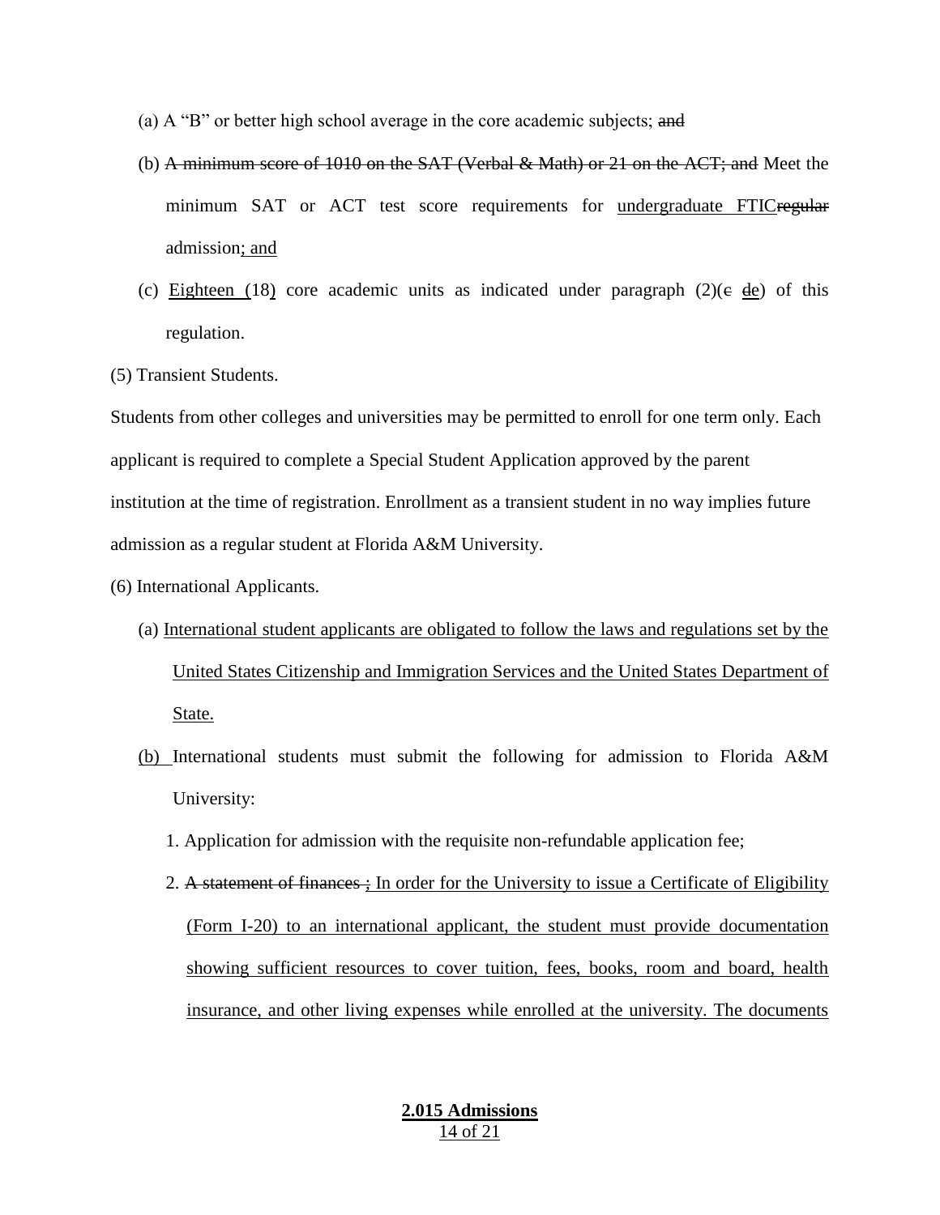(a) A "B" or better high school average in the core academic subjects; ~~and~~

(b) ~~A minimum score of 1010 on the SAT (Verbal & Math) or 21 on the ACT; and~~ Meet the minimum SAT or ACT test score requirements for <u>undergraduate FTIC</u>~~regular~~ admission<u>; and</u>

(c) <u>Eighteen (</u>18<u>)</u> core academic units as indicated under paragraph (2)(~~c~~ <u>d</u>e) of this regulation.

(5) Transient Students.

Students from other colleges and universities may be permitted to enroll for one term only. Each applicant is required to complete a Special Student Application approved by the parent institution at the time of registration. Enrollment as a transient student in no way implies future admission as a regular student at Florida A&M University.

(6) International Applicants.

(a) <u>International student applicants are obligated to follow the laws and regulations set by the United States Citizenship and Immigration Services and the United States Department of State.</u>

<u>(b)</u> International students must submit the following for admission to Florida A&M University:

1. Application for admission with the requisite non-refundable application fee;

2. ~~A statement of finances ;~~ <u>In order for the University to issue a Certificate of Eligibility (Form I-20) to an international applicant, the student must provide documentation showing sufficient resources to cover tuition, fees, books, room and board, health insurance, and other living expenses while enrolled at the university. The documents</u>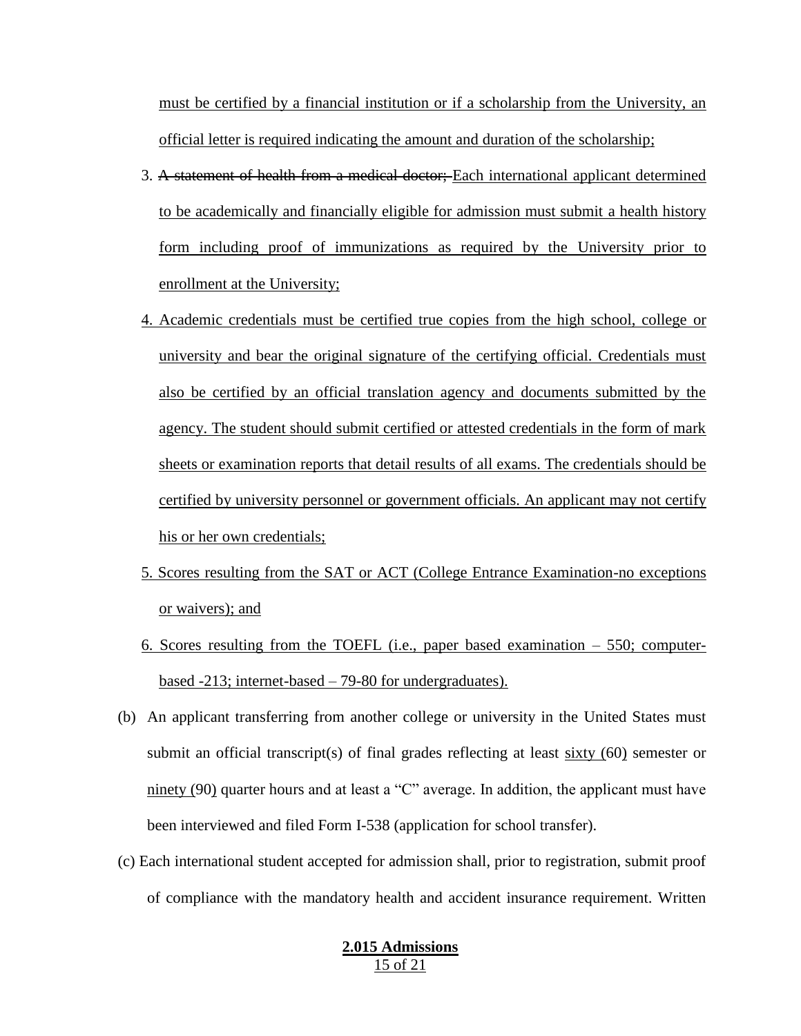must be certified by a financial institution or if a scholarship from the University, an official letter is required indicating the amount and duration of the scholarship;

3. ~~A statement of health from a medical doctor;~~ Each international applicant determined to be academically and financially eligible for admission must submit a health history form including proof of immunizations as required by the University prior to enrollment at the University;

4. Academic credentials must be certified true copies from the high school, college or university and bear the original signature of the certifying official. Credentials must also be certified by an official translation agency and documents submitted by the agency. The student should submit certified or attested credentials in the form of mark sheets or examination reports that detail results of all exams. The credentials should be certified by university personnel or government officials. An applicant may not certify his or her own credentials;

5. Scores resulting from the SAT or ACT (College Entrance Examination-no exceptions or waivers); and

6. Scores resulting from the TOEFL (i.e., paper based examination – 550; computer-based -213; internet-based – 79-80 for undergraduates).

(b) An applicant transferring from another college or university in the United States must submit an official transcript(s) of final grades reflecting at least sixty (60) semester or ninety (90) quarter hours and at least a "C" average. In addition, the applicant must have been interviewed and filed Form I-538 (application for school transfer).

(c) Each international student accepted for admission shall, prior to registration, submit proof of compliance with the mandatory health and accident insurance requirement. Written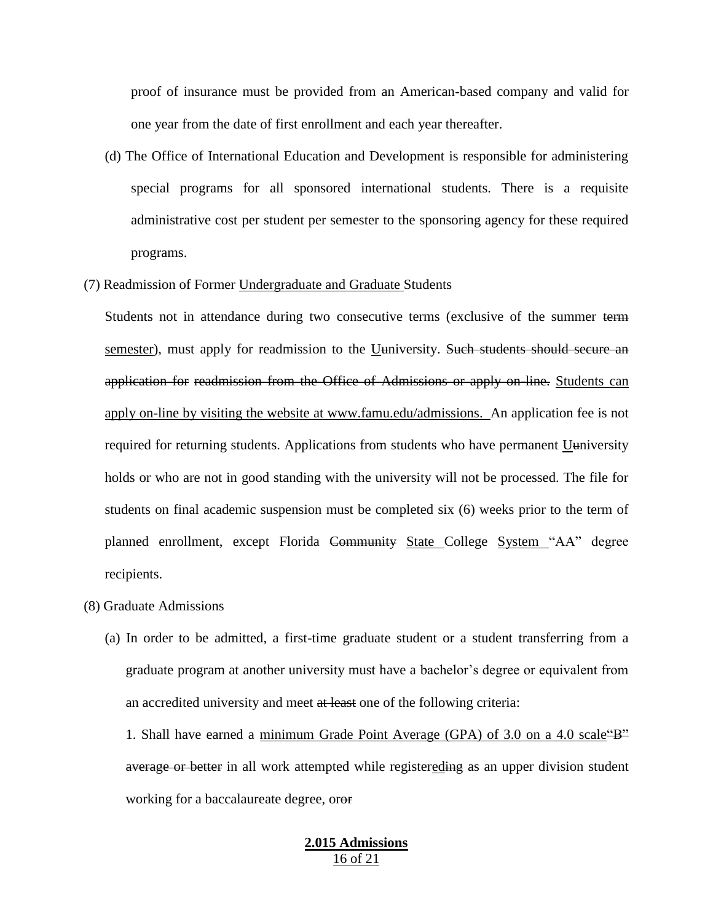proof of insurance must be provided from an American-based company and valid for one year from the date of first enrollment and each year thereafter.

(d) The Office of International Education and Development is responsible for administering special programs for all sponsored international students. There is a requisite administrative cost per student per semester to the sponsoring agency for these required programs.

(7) Readmission of Former Undergraduate and Graduate Students

Students not in attendance during two consecutive terms (exclusive of the summer ~~term~~ semester), must apply for readmission to the Uuniversity. ~~Such students should secure an application for readmission from the Office of Admissions or apply on-line.~~ Students can apply on-line by visiting the website at www.famu.edu/admissions. An application fee is not required for returning students. Applications from students who have permanent Uuniversity holds or who are not in good standing with the university will not be processed. The file for students on final academic suspension must be completed six (6) weeks prior to the term of planned enrollment, except Florida ~~Community~~ State College System "AA" degree recipients.

(8) Graduate Admissions

(a) In order to be admitted, a first-time graduate student or a student transferring from a graduate program at another university must have a bachelor's degree or equivalent from an accredited university and meet ~~at least~~ one of the following criteria:

1. Shall have earned a minimum Grade Point Average (GPA) of 3.0 on a 4.0 scale~~"B" average or better~~ in all work attempted while registereding as an upper division student working for a baccalaureate degree, oror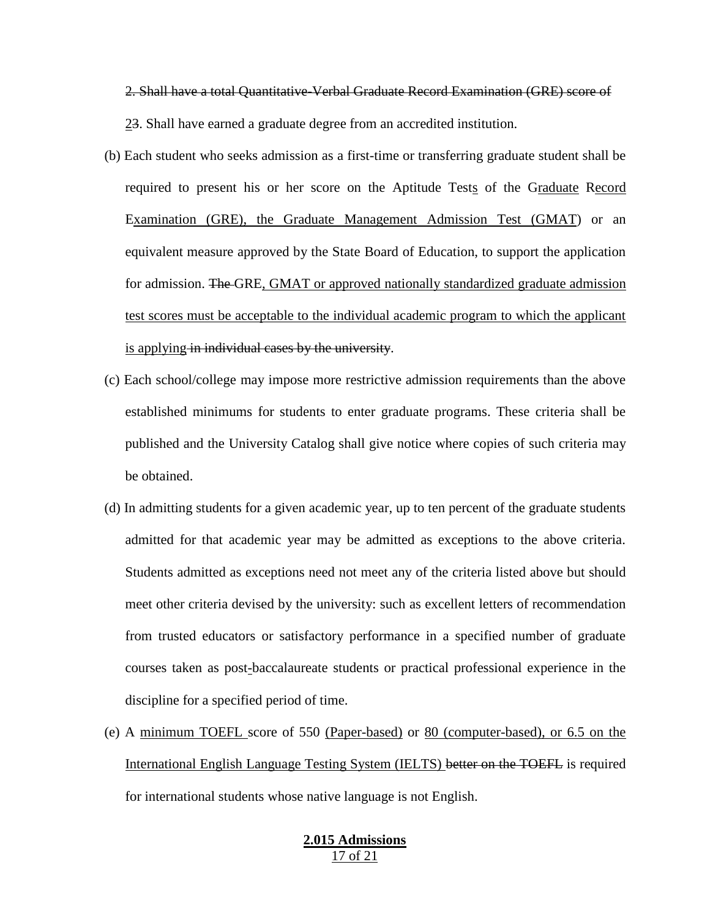~~2. Shall have a total Quantitative-Verbal Graduate Record Examination (GRE) score of~~

<u>2</u>~~3~~. Shall have earned a graduate degree from an accredited institution.

(b) Each student who seeks admission as a first-time or transferring graduate student shall be required to present his or her score on the Aptitude Test<u>s</u> of the G<u>raduate</u> R<u>ecord</u> E<u>xamination (GRE), the Graduate Management Admission Test (GMAT</u>) or an equivalent measure approved by the State Board of Education, to support the application for admission. ~~The~~ GRE<u>, GMAT or approved nationally standardized graduate admission test scores must be acceptable to the individual academic program to which the applicant is applying</u> ~~in individual cases by the university~~.

(c) Each school/college may impose more restrictive admission requirements than the above established minimums for students to enter graduate programs. These criteria shall be published and the University Catalog shall give notice where copies of such criteria may be obtained.

(d) In admitting students for a given academic year, up to ten percent of the graduate students admitted for that academic year may be admitted as exceptions to the above criteria. Students admitted as exceptions need not meet any of the criteria listed above but should meet other criteria devised by the university: such as excellent letters of recommendation from trusted educators or satisfactory performance in a specified number of graduate courses taken as post<u>-</u>baccalaureate students or practical professional experience in the discipline for a specified period of time.

(e) A <u>minimum TOEFL</u> score of 550 <u>(Paper-based)</u> or <u>80 (computer-based), or 6.5 on the International English Language Testing System (IELTS)</u> ~~better on the TOEFL~~ is required for international students whose native language is not English.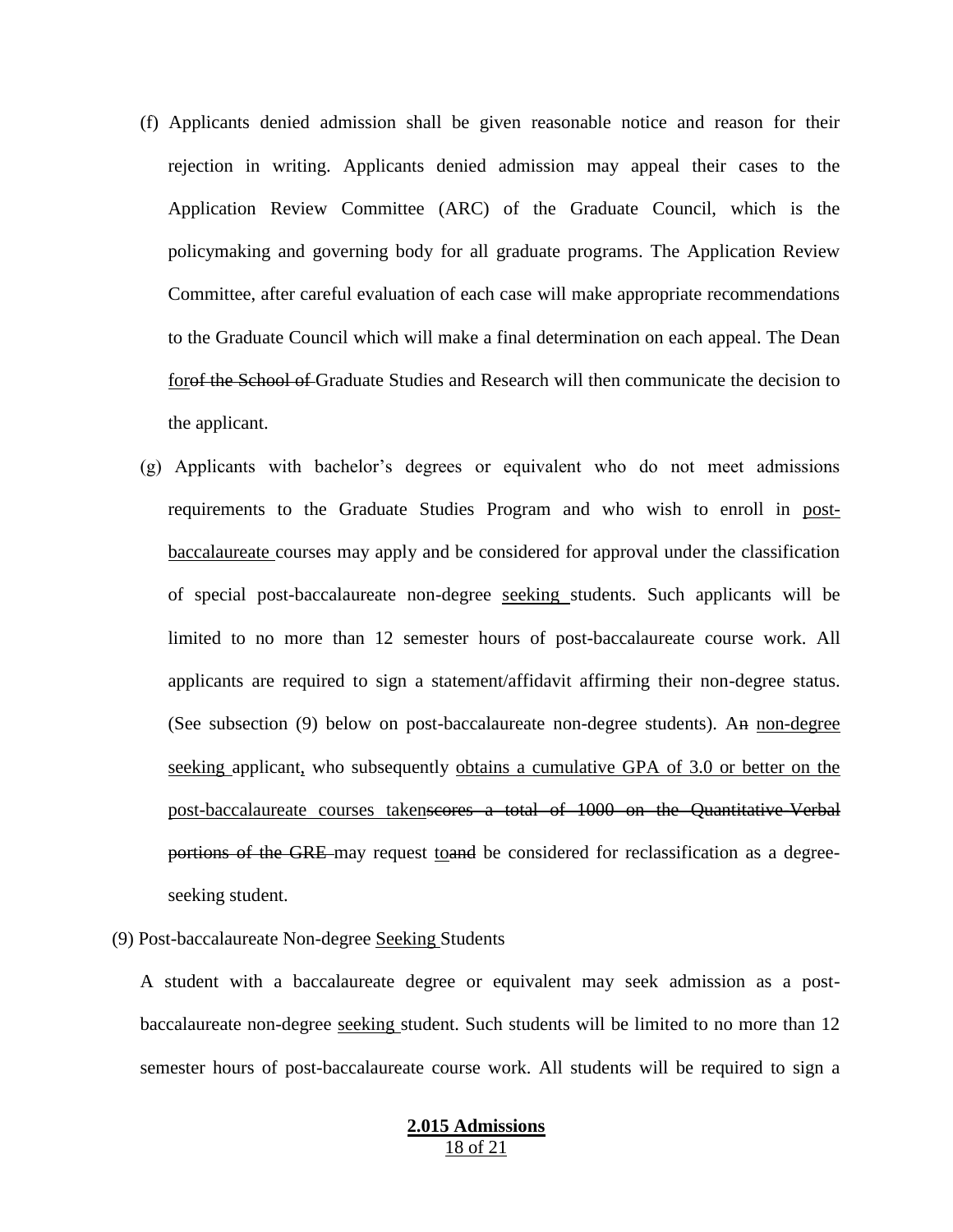(f) Applicants denied admission shall be given reasonable notice and reason for their rejection in writing. Applicants denied admission may appeal their cases to the Application Review Committee (ARC) of the Graduate Council, which is the policymaking and governing body for all graduate programs. The Application Review Committee, after careful evaluation of each case will make appropriate recommendations to the Graduate Council which will make a final determination on each appeal. The Dean for~~of the School of~~ Graduate Studies and Research will then communicate the decision to the applicant.

(g) Applicants with bachelor's degrees or equivalent who do not meet admissions requirements to the Graduate Studies Program and who wish to enroll in post-baccalaureate courses may apply and be considered for approval under the classification of special post-baccalaureate non-degree seeking students. Such applicants will be limited to no more than 12 semester hours of post-baccalaureate course work. All applicants are required to sign a statement/affidavit affirming their non-degree status. (See subsection (9) below on post-baccalaureate non-degree students). A~~n~~ non-degree seeking applicant, who subsequently obtains a cumulative GPA of 3.0 or better on the post-baccalaureate courses taken~~scores a total of 1000 on the Quantitative Verbal portions of the GRE~~ may request to~~and~~ be considered for reclassification as a degree-seeking student.

(9) Post-baccalaureate Non-degree Seeking Students

A student with a baccalaureate degree or equivalent may seek admission as a post-baccalaureate non-degree seeking student. Such students will be limited to no more than 12 semester hours of post-baccalaureate course work. All students will be required to sign a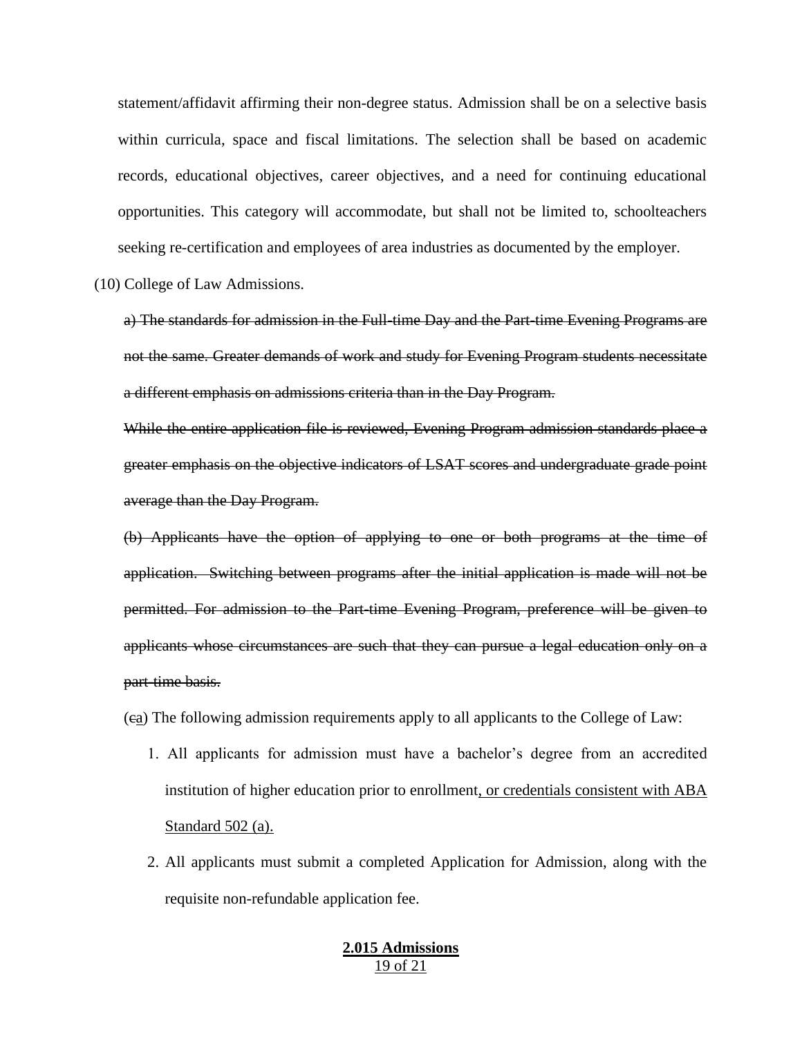statement/affidavit affirming their non-degree status. Admission shall be on a selective basis within curricula, space and fiscal limitations. The selection shall be based on academic records, educational objectives, career objectives, and a need for continuing educational opportunities. This category will accommodate, but shall not be limited to, schoolteachers seeking re-certification and employees of area industries as documented by the employer.

(10) College of Law Admissions.

~~a) The standards for admission in the Full-time Day and the Part-time Evening Programs are not the same. Greater demands of work and study for Evening Program students necessitate a different emphasis on admissions criteria than in the Day Program.~~

~~While the entire application file is reviewed, Evening Program admission standards place a greater emphasis on the objective indicators of LSAT scores and undergraduate grade point average than the Day Program.~~

~~(b) Applicants have the option of applying to one or both programs at the time of application. Switching between programs after the initial application is made will not be permitted. For admission to the Part-time Evening Program, preference will be given to applicants whose circumstances are such that they can pursue a legal education only on a part-time basis.~~

(~~c~~<u>a</u>) The following admission requirements apply to all applicants to the College of Law:

1. All applicants for admission must have a bachelor's degree from an accredited institution of higher education prior to enrollment<u>, or credentials consistent with ABA Standard 502 (a).</u>
2. All applicants must submit a completed Application for Admission, along with the requisite non-refundable application fee.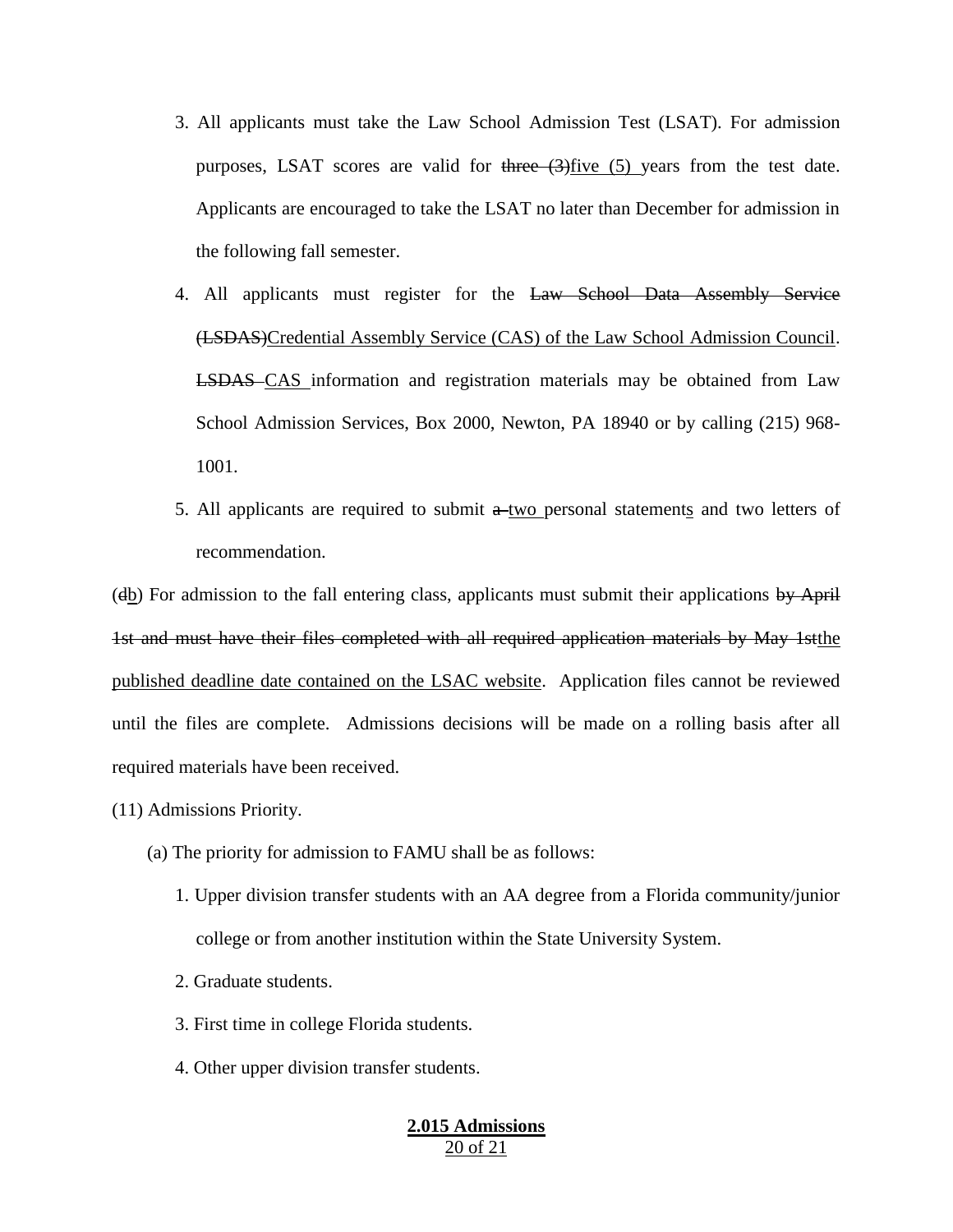3. All applicants must take the Law School Admission Test (LSAT). For admission purposes, LSAT scores are valid for ~~three (3)~~<u>five (5)</u> years from the test date. Applicants are encouraged to take the LSAT no later than December for admission in the following fall semester.

4. All applicants must register for the ~~Law School Data Assembly Service (LSDAS)~~<u>Credential Assembly Service (CAS) of the Law School Admission Council</u>. ~~LSDAS~~ <u>CAS</u> information and registration materials may be obtained from Law School Admission Services, Box 2000, Newton, PA 18940 or by calling (215) 968-1001.

5. All applicants are required to submit ~~a~~ <u>two</u> personal statement<u>s</u> and two letters of recommendation.

(~~d~~<u>b</u>) For admission to the fall entering class, applicants must submit their applications ~~by April 1st and must have their files completed with all required application materials by May 1st~~<u>the published deadline date contained on the LSAC website</u>. Application files cannot be reviewed until the files are complete. Admissions decisions will be made on a rolling basis after all required materials have been received.

(11) Admissions Priority.

(a) The priority for admission to FAMU shall be as follows:

1. Upper division transfer students with an AA degree from a Florida community/junior college or from another institution within the State University System.

2. Graduate students.

3. First time in college Florida students.

4. Other upper division transfer students.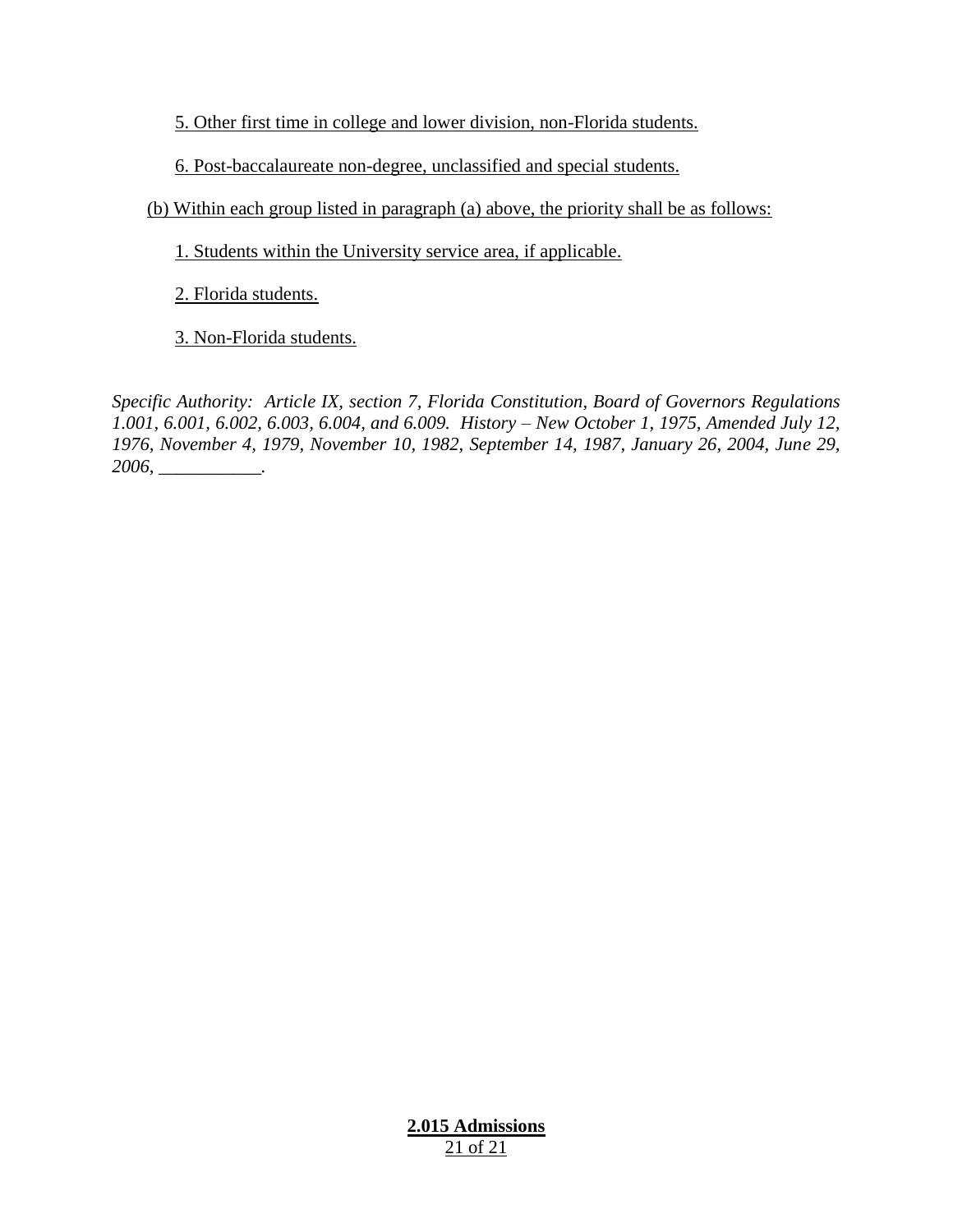5. Other first time in college and lower division, non-Florida students.

6. Post-baccalaureate non-degree, unclassified and special students.

(b) Within each group listed in paragraph (a) above, the priority shall be as follows:

1. Students within the University service area, if applicable.

2. Florida students.

3. Non-Florida students.

*Specific Authority: Article IX, section 7, Florida Constitution, Board of Governors Regulations 1.001, 6.001, 6.002, 6.003, 6.004, and 6.009. History – New October 1, 1975, Amended July 12, 1976, November 4, 1979, November 10, 1982, September 14, 1987, January 26, 2004, June 29, 2006, ___________.*